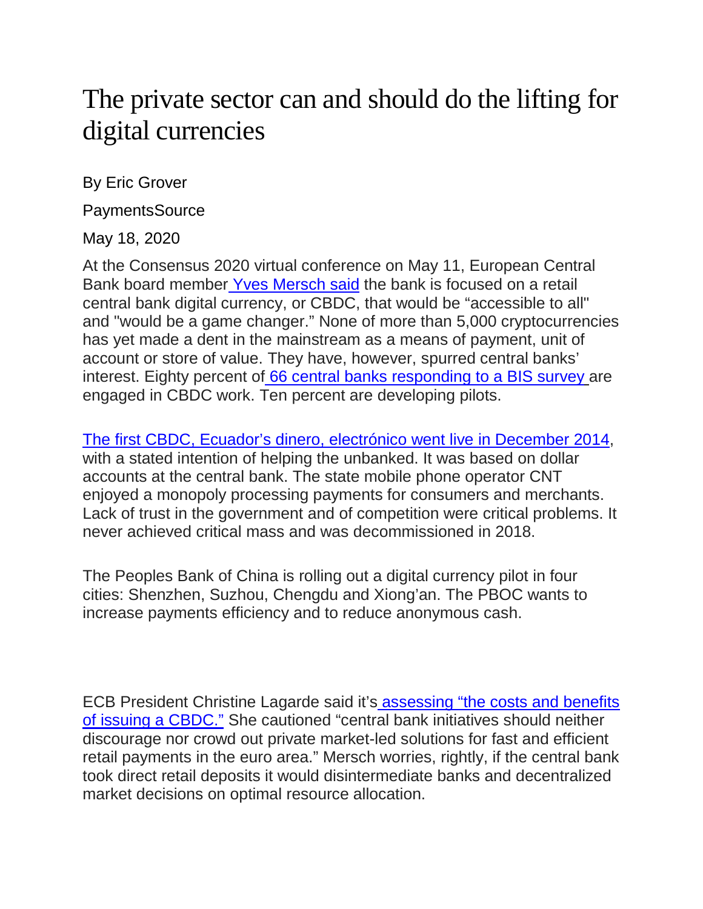# The private sector can and should do the lifting for digital currencies

By Eric Grover

PaymentsSource

May 18, 2020

At the Consensus 2020 virtual conference on May 11, European Central Bank board member Yves Mersch said the bank is focused on a retail central bank digital currency, or CBDC, that would be "accessible to all" and "would be a game changer." None of more than 5,000 cryptocurrencies has yet made a dent in the mainstream as a means of payment, unit of account or store of value. They have, however, spurred central banks' interest. Eighty percent of 66 central banks responding to a BIS survey are engaged in CBDC work. Ten percent are developing pilots.

The first CBDC, Ecuador's dinero, electrónico went live in December 2014, with a stated intention of helping the unbanked. It was based on dollar accounts at the central bank. The state mobile phone operator CNT enjoyed a monopoly processing payments for consumers and merchants. Lack of trust in the government and of competition were critical problems. It never achieved critical mass and was decommissioned in 2018.

The Peoples Bank of China is rolling out a digital currency pilot in four cities: Shenzhen, Suzhou, Chengdu and Xiong'an. The PBOC wants to increase payments efficiency and to reduce anonymous cash.

ECB President Christine Lagarde said it's assessing "the costs and benefits of issuing a CBDC." She cautioned "central bank initiatives should neither discourage nor crowd out private market-led solutions for fast and efficient retail payments in the euro area." Mersch worries, rightly, if the central bank took direct retail deposits it would disintermediate banks and decentralized market decisions on optimal resource allocation.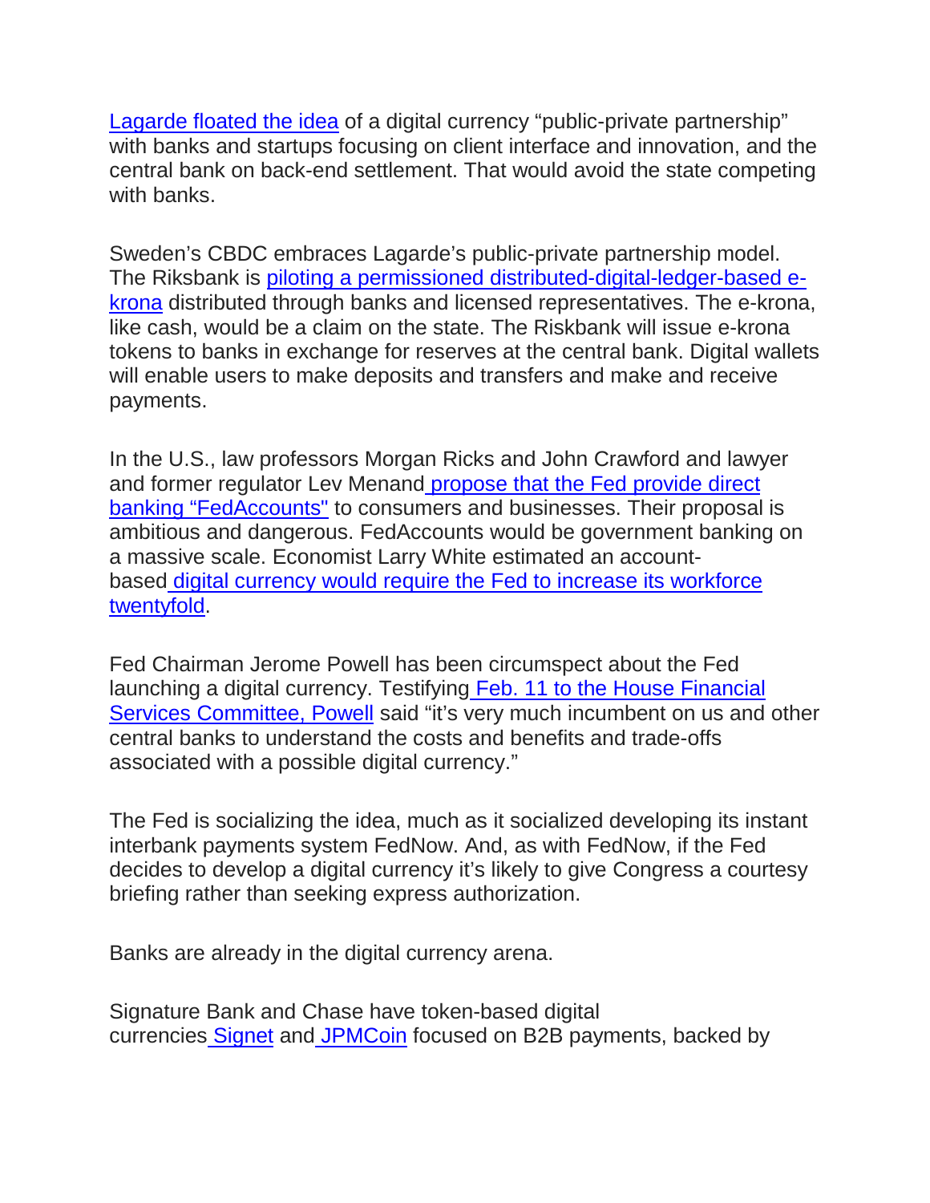Lagarde floated the idea of a digital currency "public-private partnership" with banks and startups focusing on client interface and innovation, and the central bank on back-end settlement. That would avoid the state competing with banks.

Sweden's CBDC embraces Lagarde's public-private partnership model. The Riksbank is piloting a permissioned distributed-digital-ledger-based e-krona distributed through banks and licensed representatives. The e-krona, like cash, would be a claim on the state. The Riskbank will issue e-krona tokens to banks in exchange for reserves at the central bank. Digital wallets will enable users to make deposits and transfers and make and receive payments.

In the U.S., law professors Morgan Ricks and John Crawford and lawyer and former regulator Lev Menand propose that the Fed provide direct banking "FedAccounts" to consumers and businesses. Their proposal is ambitious and dangerous. FedAccounts would be government banking on a massive scale. Economist Larry White estimated an account-based digital currency would require the Fed to increase its workforce twentyfold.

Fed Chairman Jerome Powell has been circumspect about the Fed launching a digital currency. Testifying Feb. 11 to the House Financial Services Committee, Powell said "it's very much incumbent on us and other central banks to understand the costs and benefits and trade-offs associated with a possible digital currency."

The Fed is socializing the idea, much as it socialized developing its instant interbank payments system FedNow. And, as with FedNow, if the Fed decides to develop a digital currency it's likely to give Congress a courtesy briefing rather than seeking express authorization.

Banks are already in the digital currency arena.

Signature Bank and Chase have token-based digital currencies Signet and JPMCoin focused on B2B payments, backed by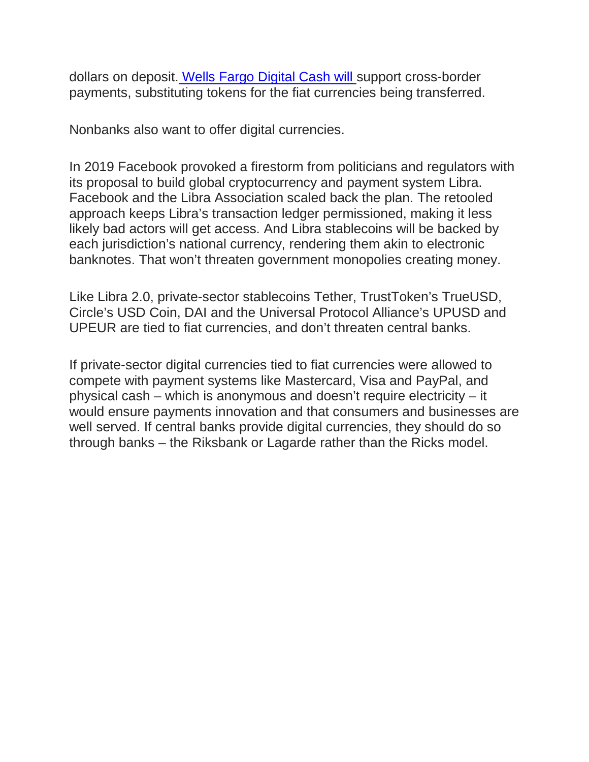dollars on deposit. Wells Fargo Digital Cash will support cross-border payments, substituting tokens for the fiat currencies being transferred.

Nonbanks also want to offer digital currencies.

In 2019 Facebook provoked a firestorm from politicians and regulators with its proposal to build global cryptocurrency and payment system Libra. Facebook and the Libra Association scaled back the plan. The retooled approach keeps Libra's transaction ledger permissioned, making it less likely bad actors will get access. And Libra stablecoins will be backed by each jurisdiction's national currency, rendering them akin to electronic banknotes. That won't threaten government monopolies creating money.

Like Libra 2.0, private-sector stablecoins Tether, TrustToken's TrueUSD, Circle's USD Coin, DAI and the Universal Protocol Alliance's UPUSD and UPEUR are tied to fiat currencies, and don't threaten central banks.

If private-sector digital currencies tied to fiat currencies were allowed to compete with payment systems like Mastercard, Visa and PayPal, and physical cash – which is anonymous and doesn't require electricity – it would ensure payments innovation and that consumers and businesses are well served. If central banks provide digital currencies, they should do so through banks – the Riksbank or Lagarde rather than the Ricks model.